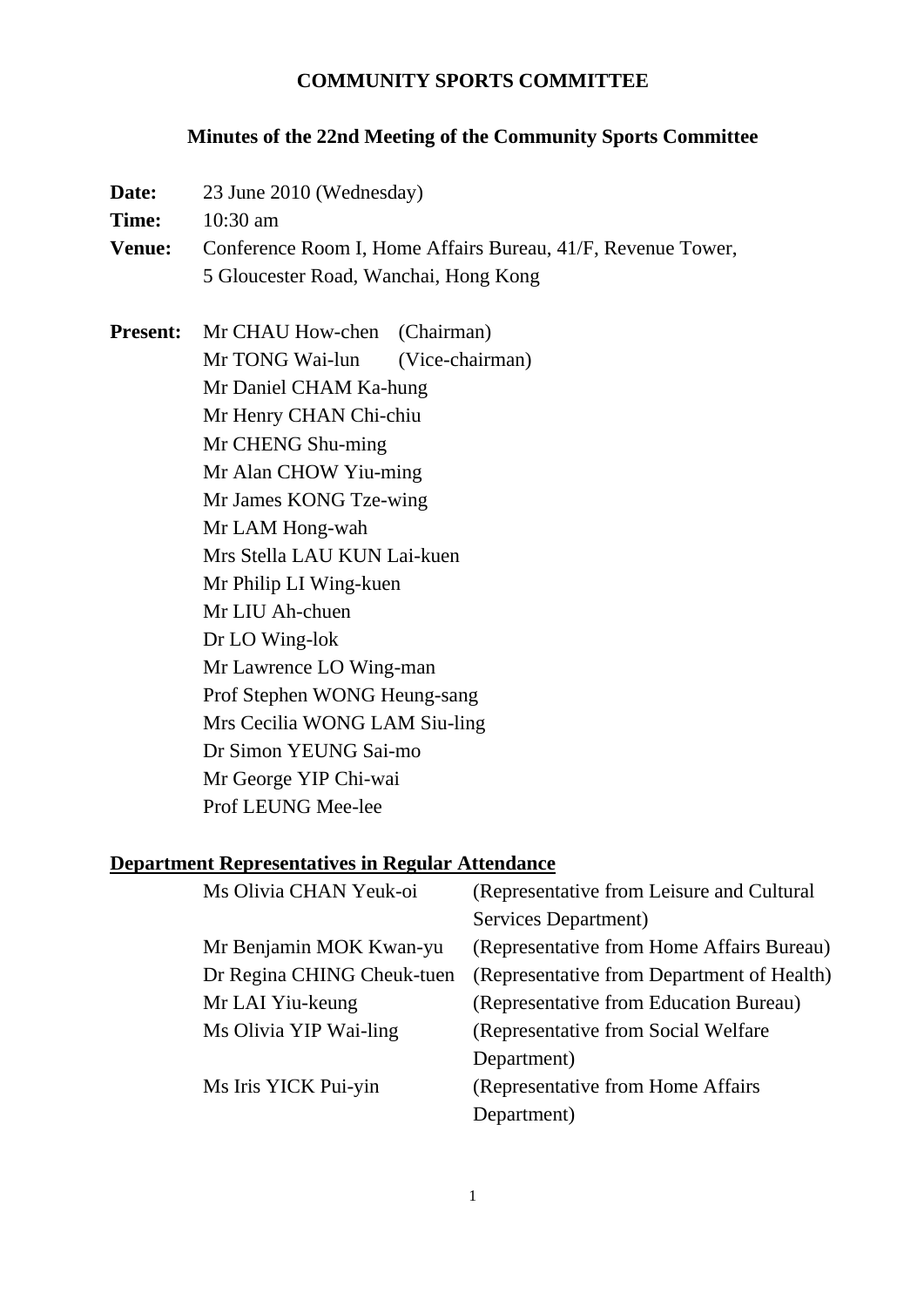# COMMUNITY SPORTS COMMITTEE

## Minutes of the 22nd Meeting of the Community Sports Committee

**Date:** 23 June 2010 (Wednesday)

**Time:** 10:30 am

**Venue:** Conference Room I, Home Affairs Bureau, 41/F, Revenue Tower, 5 Gloucester Road, Wanchai, Hong Kong

**Present:**

Mr CHAU How-chen (Chairman)
Mr TONG Wai-lun (Vice-chairman)
Mr Daniel CHAM Ka-hung
Mr Henry CHAN Chi-chiu
Mr CHENG Shu-ming
Mr Alan CHOW Yiu-ming
Mr James KONG Tze-wing
Mr LAM Hong-wah
Mrs Stella LAU KUN Lai-kuen
Mr Philip LI Wing-kuen
Mr LIU Ah-chuen
Dr LO Wing-lok
Mr Lawrence LO Wing-man
Prof Stephen WONG Heung-sang
Mrs Cecilia WONG LAM Siu-ling
Dr Simon YEUNG Sai-mo
Mr George YIP Chi-wai
Prof LEUNG Mee-lee

**Department Representatives in Regular Attendance**

| | |
|---|---|
| Ms Olivia CHAN Yeuk-oi | (Representative from Leisure and Cultural Services Department) |
| Mr Benjamin MOK Kwan-yu | (Representative from Home Affairs Bureau) |
| Dr Regina CHING Cheuk-tuen | (Representative from Department of Health) |
| Mr LAI Yiu-keung | (Representative from Education Bureau) |
| Ms Olivia YIP Wai-ling | (Representative from Social Welfare Department) |
| Ms Iris YICK Pui-yin | (Representative from Home Affairs Department) |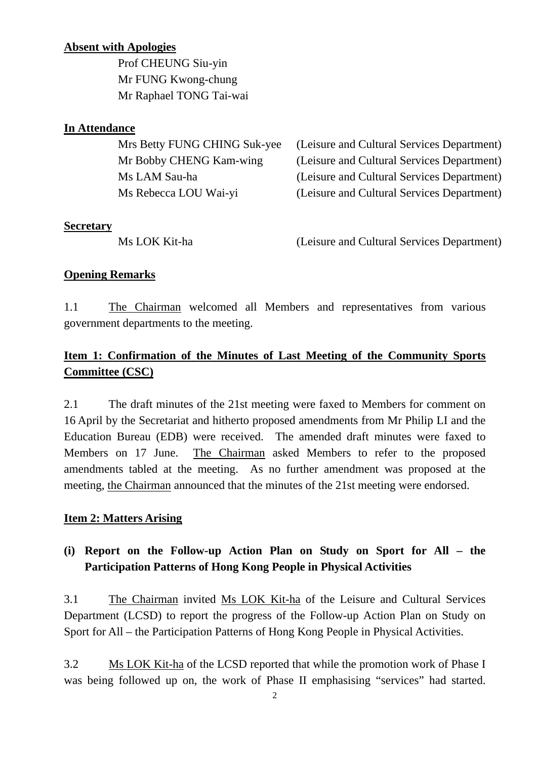**Absent with Apologies**

Prof CHEUNG Siu-yin
Mr FUNG Kwong-chung
Mr Raphael TONG Tai-wai

**In Attendance**

| | |
|---|---|
| Mrs Betty FUNG CHING Suk-yee | (Leisure and Cultural Services Department) |
| Mr Bobby CHENG Kam-wing | (Leisure and Cultural Services Department) |
| Ms LAM Sau-ha | (Leisure and Cultural Services Department) |
| Ms Rebecca LOU Wai-yi | (Leisure and Cultural Services Department) |

**Secretary**

| | |
|---|---|
| Ms LOK Kit-ha | (Leisure and Cultural Services Department) |

**Opening Remarks**

1.1 The Chairman welcomed all Members and representatives from various government departments to the meeting.

**Item 1: Confirmation of the Minutes of Last Meeting of the Community Sports Committee (CSC)**

2.1 The draft minutes of the 21st meeting were faxed to Members for comment on 16 April by the Secretariat and hitherto proposed amendments from Mr Philip LI and the Education Bureau (EDB) were received. The amended draft minutes were faxed to Members on 17 June. The Chairman asked Members to refer to the proposed amendments tabled at the meeting. As no further amendment was proposed at the meeting, the Chairman announced that the minutes of the 21st meeting were endorsed.

**Item 2: Matters Arising**

**(i) Report on the Follow-up Action Plan on Study on Sport for All – the Participation Patterns of Hong Kong People in Physical Activities**

3.1 The Chairman invited Ms LOK Kit-ha of the Leisure and Cultural Services Department (LCSD) to report the progress of the Follow-up Action Plan on Study on Sport for All – the Participation Patterns of Hong Kong People in Physical Activities.

3.2 Ms LOK Kit-ha of the LCSD reported that while the promotion work of Phase I was being followed up on, the work of Phase II emphasising "services" had started.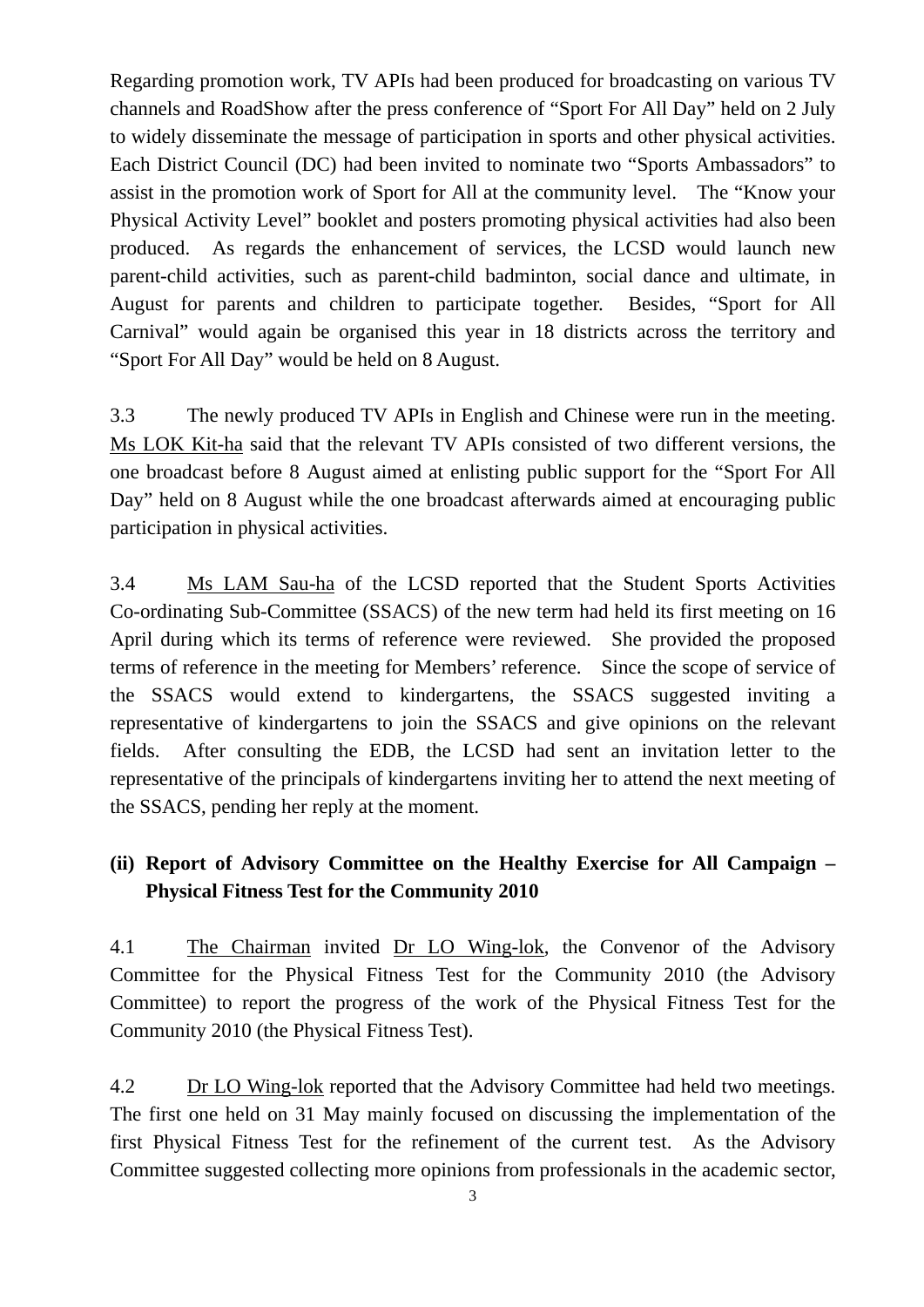Regarding promotion work, TV APIs had been produced for broadcasting on various TV channels and RoadShow after the press conference of "Sport For All Day" held on 2 July to widely disseminate the message of participation in sports and other physical activities. Each District Council (DC) had been invited to nominate two "Sports Ambassadors" to assist in the promotion work of Sport for All at the community level. The "Know your Physical Activity Level" booklet and posters promoting physical activities had also been produced. As regards the enhancement of services, the LCSD would launch new parent-child activities, such as parent-child badminton, social dance and ultimate, in August for parents and children to participate together. Besides, "Sport for All Carnival" would again be organised this year in 18 districts across the territory and "Sport For All Day" would be held on 8 August.

3.3 The newly produced TV APIs in English and Chinese were run in the meeting. Ms LOK Kit-ha said that the relevant TV APIs consisted of two different versions, the one broadcast before 8 August aimed at enlisting public support for the "Sport For All Day" held on 8 August while the one broadcast afterwards aimed at encouraging public participation in physical activities.

3.4 Ms LAM Sau-ha of the LCSD reported that the Student Sports Activities Co-ordinating Sub-Committee (SSACS) of the new term had held its first meeting on 16 April during which its terms of reference were reviewed. She provided the proposed terms of reference in the meeting for Members' reference. Since the scope of service of the SSACS would extend to kindergartens, the SSACS suggested inviting a representative of kindergartens to join the SSACS and give opinions on the relevant fields. After consulting the EDB, the LCSD had sent an invitation letter to the representative of the principals of kindergartens inviting her to attend the next meeting of the SSACS, pending her reply at the moment.

**(ii) Report of Advisory Committee on the Healthy Exercise for All Campaign – Physical Fitness Test for the Community 2010**

4.1 The Chairman invited Dr LO Wing-lok, the Convenor of the Advisory Committee for the Physical Fitness Test for the Community 2010 (the Advisory Committee) to report the progress of the work of the Physical Fitness Test for the Community 2010 (the Physical Fitness Test).

4.2 Dr LO Wing-lok reported that the Advisory Committee had held two meetings. The first one held on 31 May mainly focused on discussing the implementation of the first Physical Fitness Test for the refinement of the current test. As the Advisory Committee suggested collecting more opinions from professionals in the academic sector,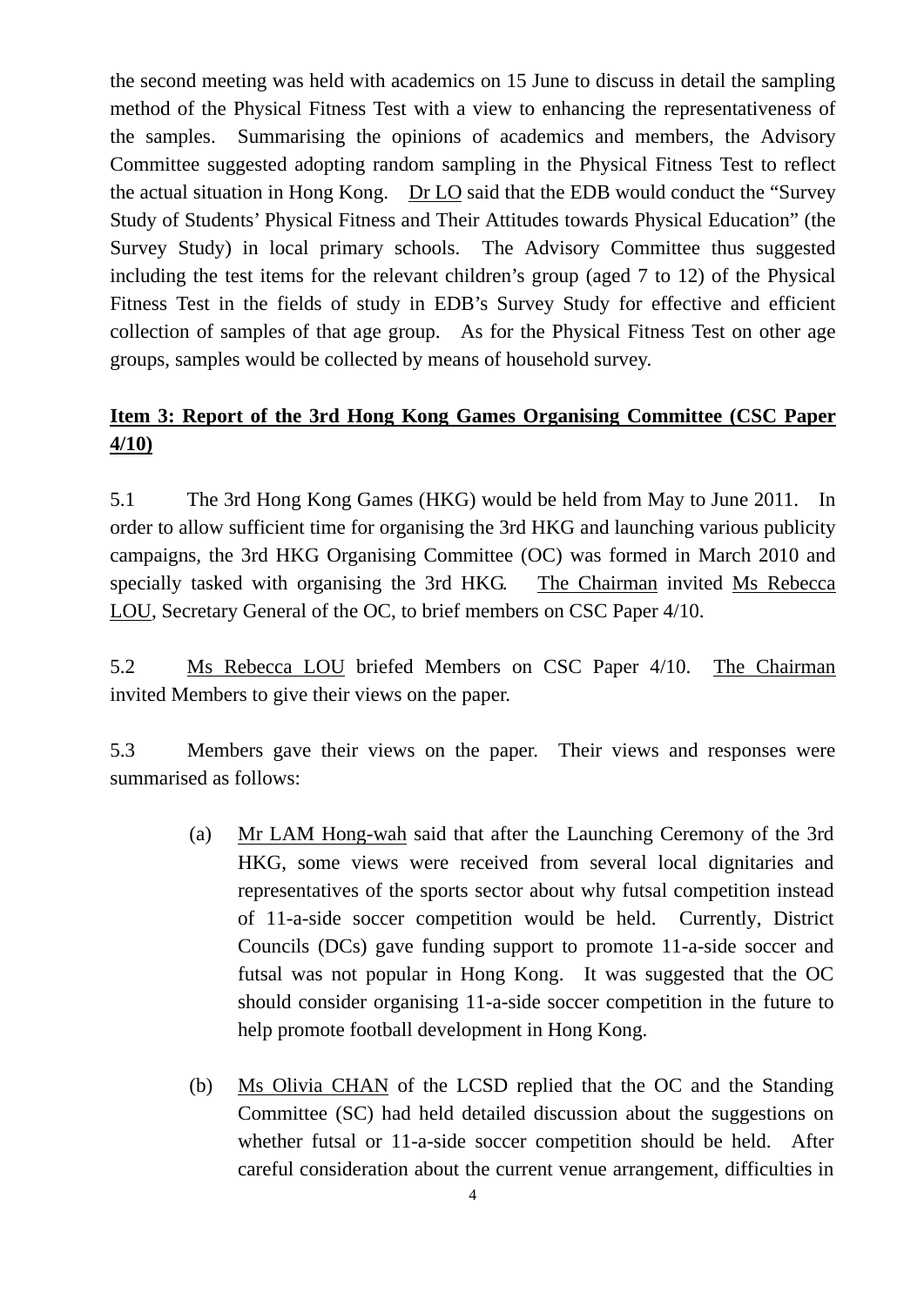the second meeting was held with academics on 15 June to discuss in detail the sampling method of the Physical Fitness Test with a view to enhancing the representativeness of the samples. Summarising the opinions of academics and members, the Advisory Committee suggested adopting random sampling in the Physical Fitness Test to reflect the actual situation in Hong Kong. Dr LO said that the EDB would conduct the "Survey Study of Students' Physical Fitness and Their Attitudes towards Physical Education" (the Survey Study) in local primary schools. The Advisory Committee thus suggested including the test items for the relevant children's group (aged 7 to 12) of the Physical Fitness Test in the fields of study in EDB's Survey Study for effective and efficient collection of samples of that age group. As for the Physical Fitness Test on other age groups, samples would be collected by means of household survey.

**Item 3: Report of the 3rd Hong Kong Games Organising Committee (CSC Paper 4/10)**

5.1 The 3rd Hong Kong Games (HKG) would be held from May to June 2011. In order to allow sufficient time for organising the 3rd HKG and launching various publicity campaigns, the 3rd HKG Organising Committee (OC) was formed in March 2010 and specially tasked with organising the 3rd HKG. The Chairman invited Ms Rebecca LOU, Secretary General of the OC, to brief members on CSC Paper 4/10.

5.2 Ms Rebecca LOU briefed Members on CSC Paper 4/10. The Chairman invited Members to give their views on the paper.

5.3 Members gave their views on the paper. Their views and responses were summarised as follows:

(a) Mr LAM Hong-wah said that after the Launching Ceremony of the 3rd HKG, some views were received from several local dignitaries and representatives of the sports sector about why futsal competition instead of 11-a-side soccer competition would be held. Currently, District Councils (DCs) gave funding support to promote 11-a-side soccer and futsal was not popular in Hong Kong. It was suggested that the OC should consider organising 11-a-side soccer competition in the future to help promote football development in Hong Kong.

(b) Ms Olivia CHAN of the LCSD replied that the OC and the Standing Committee (SC) had held detailed discussion about the suggestions on whether futsal or 11-a-side soccer competition should be held. After careful consideration about the current venue arrangement, difficulties in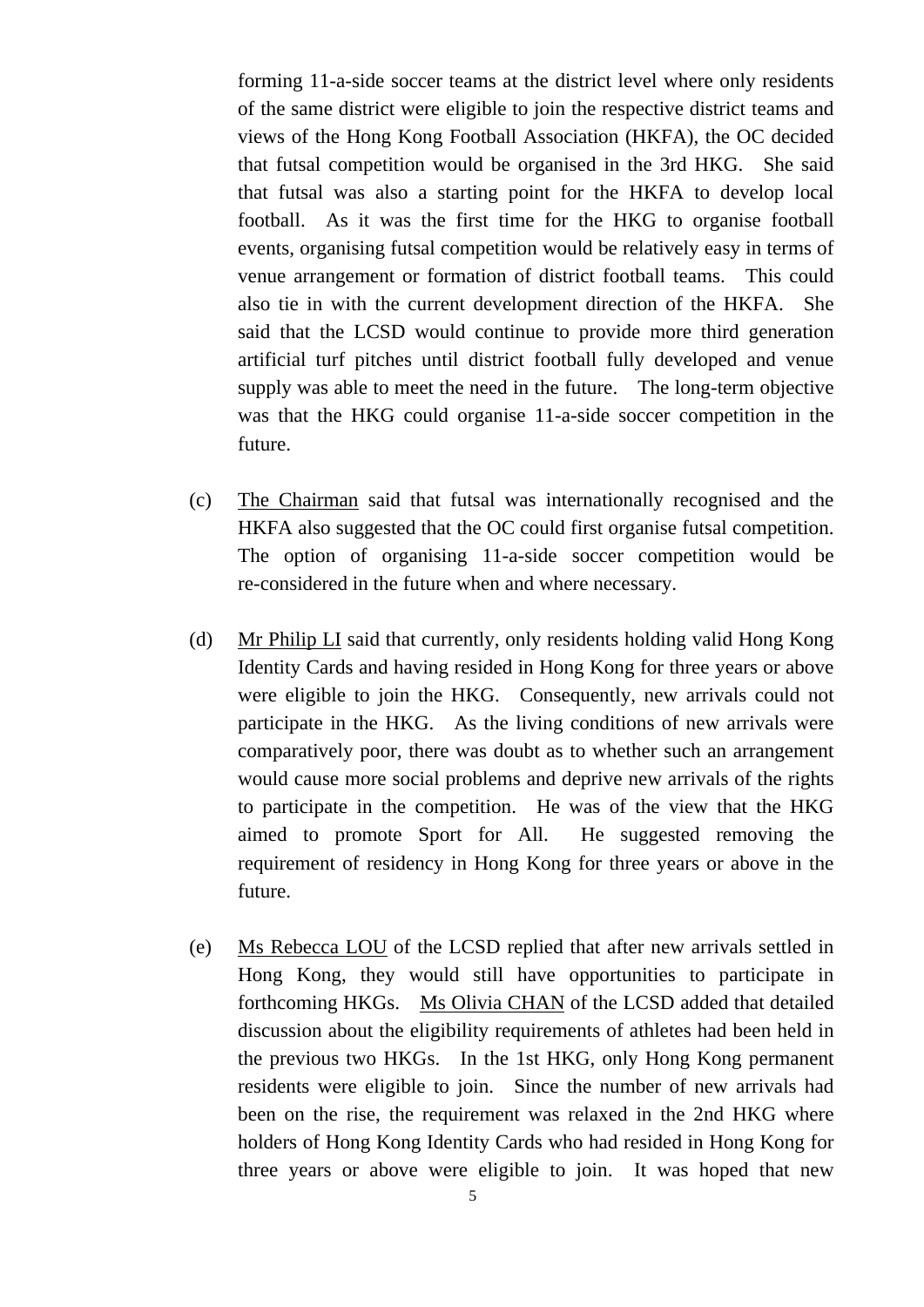forming 11-a-side soccer teams at the district level where only residents of the same district were eligible to join the respective district teams and views of the Hong Kong Football Association (HKFA), the OC decided that futsal competition would be organised in the 3rd HKG. She said that futsal was also a starting point for the HKFA to develop local football. As it was the first time for the HKG to organise football events, organising futsal competition would be relatively easy in terms of venue arrangement or formation of district football teams. This could also tie in with the current development direction of the HKFA. She said that the LCSD would continue to provide more third generation artificial turf pitches until district football fully developed and venue supply was able to meet the need in the future. The long-term objective was that the HKG could organise 11-a-side soccer competition in the future.

(c) The Chairman said that futsal was internationally recognised and the HKFA also suggested that the OC could first organise futsal competition. The option of organising 11-a-side soccer competition would be re-considered in the future when and where necessary.

(d) Mr Philip LI said that currently, only residents holding valid Hong Kong Identity Cards and having resided in Hong Kong for three years or above were eligible to join the HKG. Consequently, new arrivals could not participate in the HKG. As the living conditions of new arrivals were comparatively poor, there was doubt as to whether such an arrangement would cause more social problems and deprive new arrivals of the rights to participate in the competition. He was of the view that the HKG aimed to promote Sport for All. He suggested removing the requirement of residency in Hong Kong for three years or above in the future.

(e) Ms Rebecca LOU of the LCSD replied that after new arrivals settled in Hong Kong, they would still have opportunities to participate in forthcoming HKGs. Ms Olivia CHAN of the LCSD added that detailed discussion about the eligibility requirements of athletes had been held in the previous two HKGs. In the 1st HKG, only Hong Kong permanent residents were eligible to join. Since the number of new arrivals had been on the rise, the requirement was relaxed in the 2nd HKG where holders of Hong Kong Identity Cards who had resided in Hong Kong for three years or above were eligible to join. It was hoped that new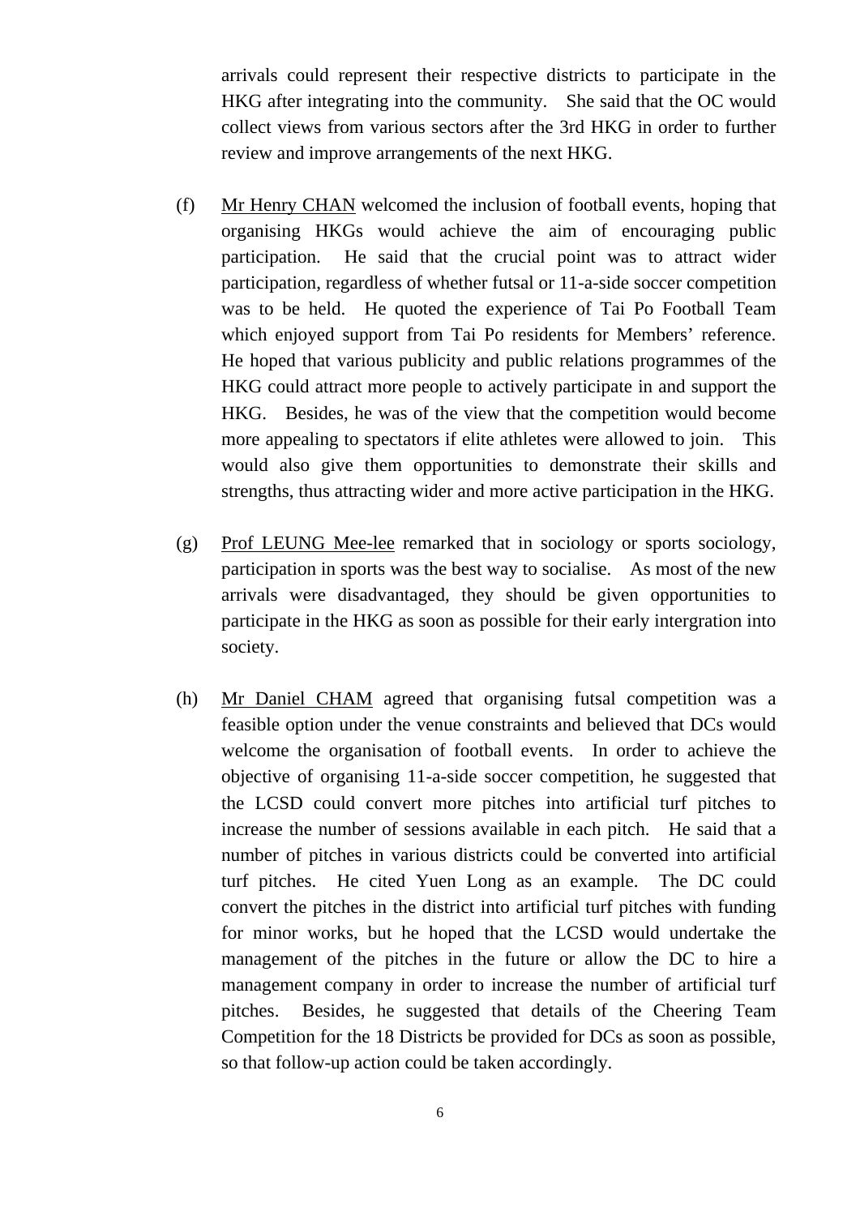arrivals could represent their respective districts to participate in the HKG after integrating into the community. She said that the OC would collect views from various sectors after the 3rd HKG in order to further review and improve arrangements of the next HKG.

(f) Mr Henry CHAN welcomed the inclusion of football events, hoping that organising HKGs would achieve the aim of encouraging public participation. He said that the crucial point was to attract wider participation, regardless of whether futsal or 11-a-side soccer competition was to be held. He quoted the experience of Tai Po Football Team which enjoyed support from Tai Po residents for Members' reference. He hoped that various publicity and public relations programmes of the HKG could attract more people to actively participate in and support the HKG. Besides, he was of the view that the competition would become more appealing to spectators if elite athletes were allowed to join. This would also give them opportunities to demonstrate their skills and strengths, thus attracting wider and more active participation in the HKG.

(g) Prof LEUNG Mee-lee remarked that in sociology or sports sociology, participation in sports was the best way to socialise. As most of the new arrivals were disadvantaged, they should be given opportunities to participate in the HKG as soon as possible for their early intergration into society.

(h) Mr Daniel CHAM agreed that organising futsal competition was a feasible option under the venue constraints and believed that DCs would welcome the organisation of football events. In order to achieve the objective of organising 11-a-side soccer competition, he suggested that the LCSD could convert more pitches into artificial turf pitches to increase the number of sessions available in each pitch. He said that a number of pitches in various districts could be converted into artificial turf pitches. He cited Yuen Long as an example. The DC could convert the pitches in the district into artificial turf pitches with funding for minor works, but he hoped that the LCSD would undertake the management of the pitches in the future or allow the DC to hire a management company in order to increase the number of artificial turf pitches. Besides, he suggested that details of the Cheering Team Competition for the 18 Districts be provided for DCs as soon as possible, so that follow-up action could be taken accordingly.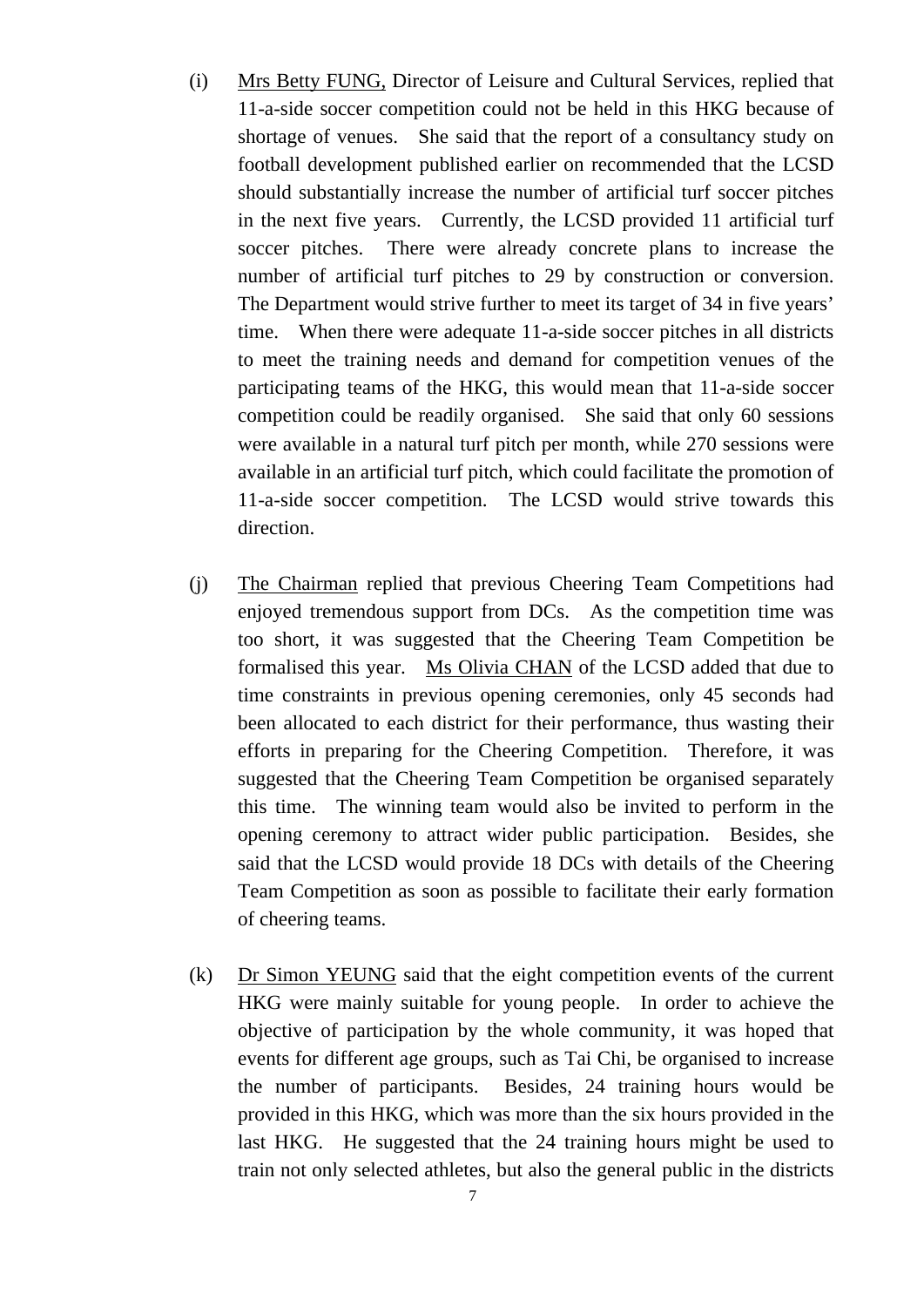(i) Mrs Betty FUNG, Director of Leisure and Cultural Services, replied that 11-a-side soccer competition could not be held in this HKG because of shortage of venues. She said that the report of a consultancy study on football development published earlier on recommended that the LCSD should substantially increase the number of artificial turf soccer pitches in the next five years. Currently, the LCSD provided 11 artificial turf soccer pitches. There were already concrete plans to increase the number of artificial turf pitches to 29 by construction or conversion. The Department would strive further to meet its target of 34 in five years' time. When there were adequate 11-a-side soccer pitches in all districts to meet the training needs and demand for competition venues of the participating teams of the HKG, this would mean that 11-a-side soccer competition could be readily organised. She said that only 60 sessions were available in a natural turf pitch per month, while 270 sessions were available in an artificial turf pitch, which could facilitate the promotion of 11-a-side soccer competition. The LCSD would strive towards this direction.

(j) The Chairman replied that previous Cheering Team Competitions had enjoyed tremendous support from DCs. As the competition time was too short, it was suggested that the Cheering Team Competition be formalised this year. Ms Olivia CHAN of the LCSD added that due to time constraints in previous opening ceremonies, only 45 seconds had been allocated to each district for their performance, thus wasting their efforts in preparing for the Cheering Competition. Therefore, it was suggested that the Cheering Team Competition be organised separately this time. The winning team would also be invited to perform in the opening ceremony to attract wider public participation. Besides, she said that the LCSD would provide 18 DCs with details of the Cheering Team Competition as soon as possible to facilitate their early formation of cheering teams.

(k) Dr Simon YEUNG said that the eight competition events of the current HKG were mainly suitable for young people. In order to achieve the objective of participation by the whole community, it was hoped that events for different age groups, such as Tai Chi, be organised to increase the number of participants. Besides, 24 training hours would be provided in this HKG, which was more than the six hours provided in the last HKG. He suggested that the 24 training hours might be used to train not only selected athletes, but also the general public in the districts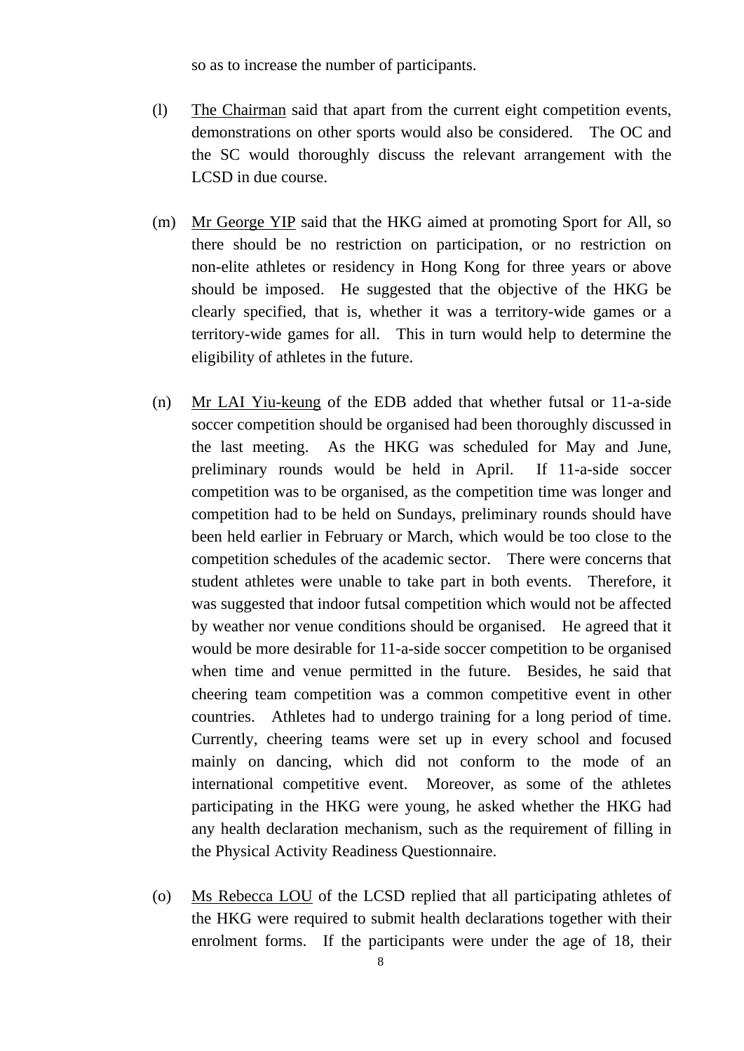so as to increase the number of participants.

(l) The Chairman said that apart from the current eight competition events, demonstrations on other sports would also be considered. The OC and the SC would thoroughly discuss the relevant arrangement with the LCSD in due course.

(m) Mr George YIP said that the HKG aimed at promoting Sport for All, so there should be no restriction on participation, or no restriction on non-elite athletes or residency in Hong Kong for three years or above should be imposed. He suggested that the objective of the HKG be clearly specified, that is, whether it was a territory-wide games or a territory-wide games for all. This in turn would help to determine the eligibility of athletes in the future.

(n) Mr LAI Yiu-keung of the EDB added that whether futsal or 11-a-side soccer competition should be organised had been thoroughly discussed in the last meeting. As the HKG was scheduled for May and June, preliminary rounds would be held in April. If 11-a-side soccer competition was to be organised, as the competition time was longer and competition had to be held on Sundays, preliminary rounds should have been held earlier in February or March, which would be too close to the competition schedules of the academic sector. There were concerns that student athletes were unable to take part in both events. Therefore, it was suggested that indoor futsal competition which would not be affected by weather nor venue conditions should be organised. He agreed that it would be more desirable for 11-a-side soccer competition to be organised when time and venue permitted in the future. Besides, he said that cheering team competition was a common competitive event in other countries. Athletes had to undergo training for a long period of time. Currently, cheering teams were set up in every school and focused mainly on dancing, which did not conform to the mode of an international competitive event. Moreover, as some of the athletes participating in the HKG were young, he asked whether the HKG had any health declaration mechanism, such as the requirement of filling in the Physical Activity Readiness Questionnaire.

(o) Ms Rebecca LOU of the LCSD replied that all participating athletes of the HKG were required to submit health declarations together with their enrolment forms. If the participants were under the age of 18, their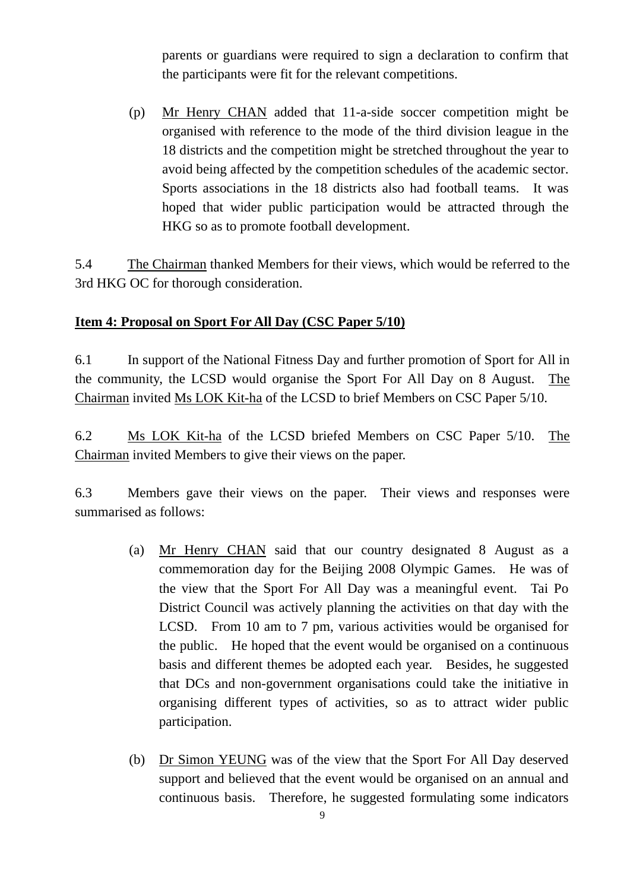parents or guardians were required to sign a declaration to confirm that the participants were fit for the relevant competitions.

(p) Mr Henry CHAN added that 11-a-side soccer competition might be organised with reference to the mode of the third division league in the 18 districts and the competition might be stretched throughout the year to avoid being affected by the competition schedules of the academic sector. Sports associations in the 18 districts also had football teams. It was hoped that wider public participation would be attracted through the HKG so as to promote football development.

5.4 The Chairman thanked Members for their views, which would be referred to the 3rd HKG OC for thorough consideration.

**Item 4: Proposal on Sport For All Day (CSC Paper 5/10)**

6.1 In support of the National Fitness Day and further promotion of Sport for All in the community, the LCSD would organise the Sport For All Day on 8 August. The Chairman invited Ms LOK Kit-ha of the LCSD to brief Members on CSC Paper 5/10.

6.2 Ms LOK Kit-ha of the LCSD briefed Members on CSC Paper 5/10. The Chairman invited Members to give their views on the paper.

6.3 Members gave their views on the paper. Their views and responses were summarised as follows:

(a) Mr Henry CHAN said that our country designated 8 August as a commemoration day for the Beijing 2008 Olympic Games. He was of the view that the Sport For All Day was a meaningful event. Tai Po District Council was actively planning the activities on that day with the LCSD. From 10 am to 7 pm, various activities would be organised for the public. He hoped that the event would be organised on a continuous basis and different themes be adopted each year. Besides, he suggested that DCs and non-government organisations could take the initiative in organising different types of activities, so as to attract wider public participation.

(b) Dr Simon YEUNG was of the view that the Sport For All Day deserved support and believed that the event would be organised on an annual and continuous basis. Therefore, he suggested formulating some indicators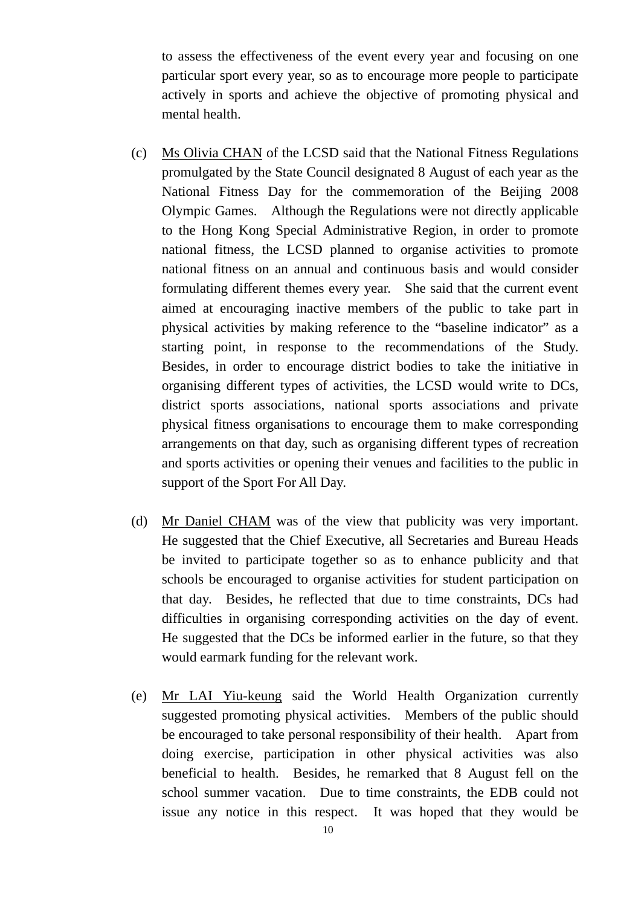to assess the effectiveness of the event every year and focusing on one particular sport every year, so as to encourage more people to participate actively in sports and achieve the objective of promoting physical and mental health.

(c) Ms Olivia CHAN of the LCSD said that the National Fitness Regulations promulgated by the State Council designated 8 August of each year as the National Fitness Day for the commemoration of the Beijing 2008 Olympic Games. Although the Regulations were not directly applicable to the Hong Kong Special Administrative Region, in order to promote national fitness, the LCSD planned to organise activities to promote national fitness on an annual and continuous basis and would consider formulating different themes every year. She said that the current event aimed at encouraging inactive members of the public to take part in physical activities by making reference to the "baseline indicator" as a starting point, in response to the recommendations of the Study. Besides, in order to encourage district bodies to take the initiative in organising different types of activities, the LCSD would write to DCs, district sports associations, national sports associations and private physical fitness organisations to encourage them to make corresponding arrangements on that day, such as organising different types of recreation and sports activities or opening their venues and facilities to the public in support of the Sport For All Day.

(d) Mr Daniel CHAM was of the view that publicity was very important. He suggested that the Chief Executive, all Secretaries and Bureau Heads be invited to participate together so as to enhance publicity and that schools be encouraged to organise activities for student participation on that day. Besides, he reflected that due to time constraints, DCs had difficulties in organising corresponding activities on the day of event. He suggested that the DCs be informed earlier in the future, so that they would earmark funding for the relevant work.

(e) Mr LAI Yiu-keung said the World Health Organization currently suggested promoting physical activities. Members of the public should be encouraged to take personal responsibility of their health. Apart from doing exercise, participation in other physical activities was also beneficial to health. Besides, he remarked that 8 August fell on the school summer vacation. Due to time constraints, the EDB could not issue any notice in this respect. It was hoped that they would be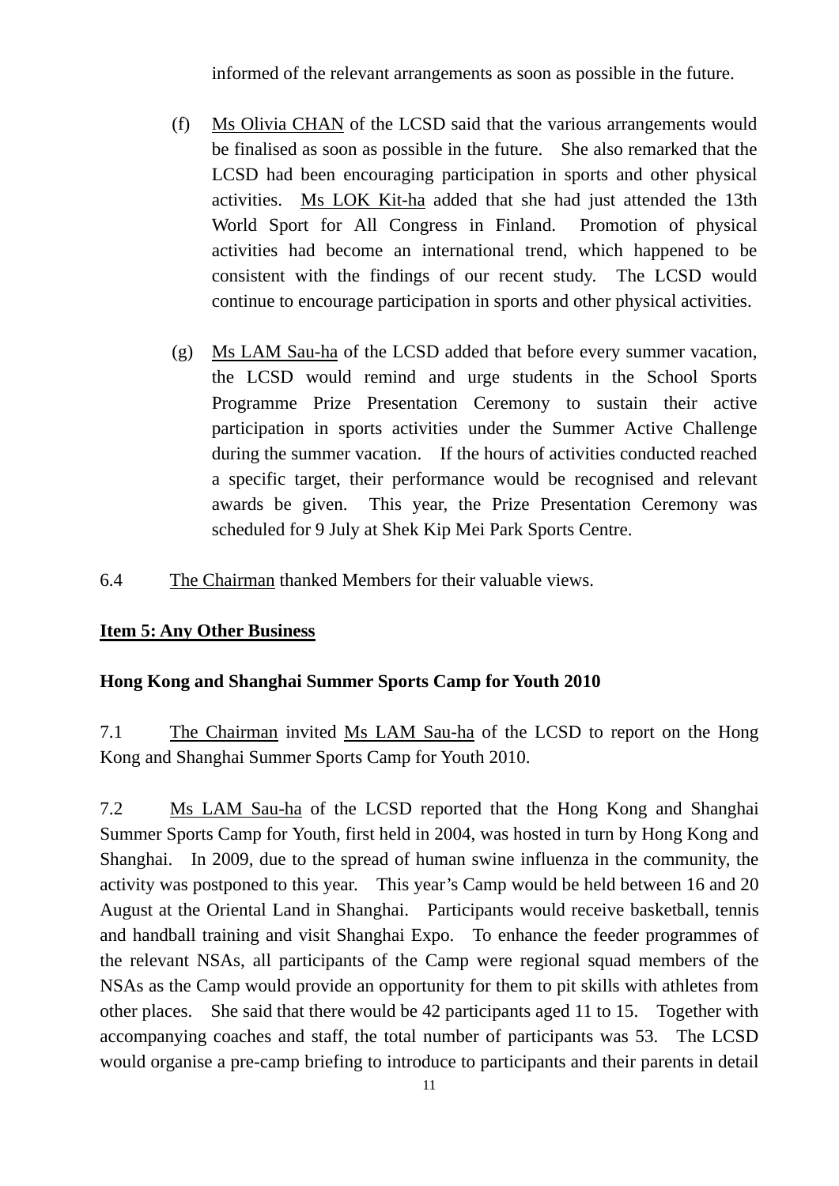informed of the relevant arrangements as soon as possible in the future.

(f) Ms Olivia CHAN of the LCSD said that the various arrangements would be finalised as soon as possible in the future. She also remarked that the LCSD had been encouraging participation in sports and other physical activities. Ms LOK Kit-ha added that she had just attended the 13th World Sport for All Congress in Finland. Promotion of physical activities had become an international trend, which happened to be consistent with the findings of our recent study. The LCSD would continue to encourage participation in sports and other physical activities.

(g) Ms LAM Sau-ha of the LCSD added that before every summer vacation, the LCSD would remind and urge students in the School Sports Programme Prize Presentation Ceremony to sustain their active participation in sports activities under the Summer Active Challenge during the summer vacation. If the hours of activities conducted reached a specific target, their performance would be recognised and relevant awards be given. This year, the Prize Presentation Ceremony was scheduled for 9 July at Shek Kip Mei Park Sports Centre.

6.4 The Chairman thanked Members for their valuable views.

**Item 5: Any Other Business**

**Hong Kong and Shanghai Summer Sports Camp for Youth 2010**

7.1 The Chairman invited Ms LAM Sau-ha of the LCSD to report on the Hong Kong and Shanghai Summer Sports Camp for Youth 2010.

7.2 Ms LAM Sau-ha of the LCSD reported that the Hong Kong and Shanghai Summer Sports Camp for Youth, first held in 2004, was hosted in turn by Hong Kong and Shanghai. In 2009, due to the spread of human swine influenza in the community, the activity was postponed to this year. This year's Camp would be held between 16 and 20 August at the Oriental Land in Shanghai. Participants would receive basketball, tennis and handball training and visit Shanghai Expo. To enhance the feeder programmes of the relevant NSAs, all participants of the Camp were regional squad members of the NSAs as the Camp would provide an opportunity for them to pit skills with athletes from other places. She said that there would be 42 participants aged 11 to 15. Together with accompanying coaches and staff, the total number of participants was 53. The LCSD would organise a pre-camp briefing to introduce to participants and their parents in detail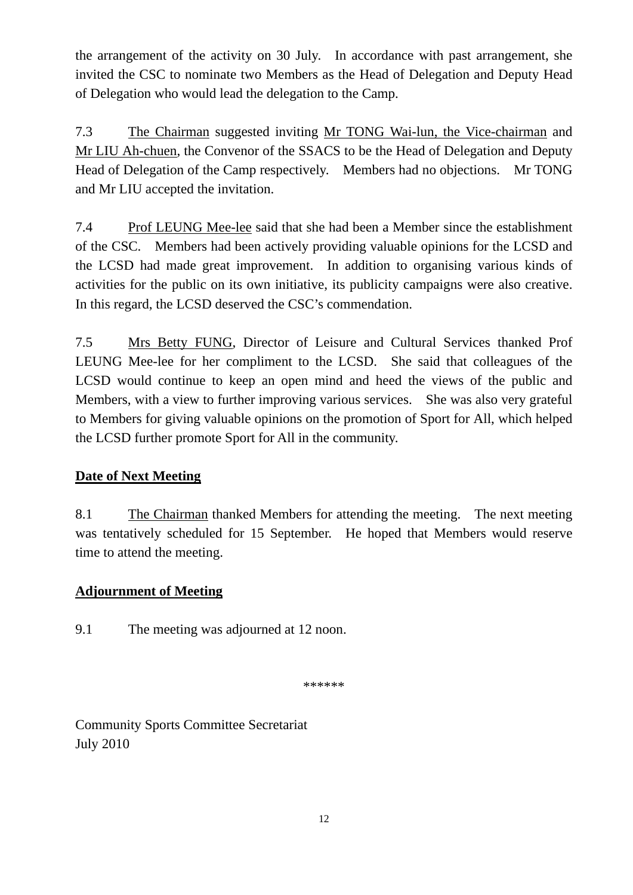the arrangement of the activity on 30 July. In accordance with past arrangement, she invited the CSC to nominate two Members as the Head of Delegation and Deputy Head of Delegation who would lead the delegation to the Camp.

7.3 The Chairman suggested inviting Mr TONG Wai-lun, the Vice-chairman and Mr LIU Ah-chuen, the Convenor of the SSACS to be the Head of Delegation and Deputy Head of Delegation of the Camp respectively. Members had no objections. Mr TONG and Mr LIU accepted the invitation.

7.4 Prof LEUNG Mee-lee said that she had been a Member since the establishment of the CSC. Members had been actively providing valuable opinions for the LCSD and the LCSD had made great improvement. In addition to organising various kinds of activities for the public on its own initiative, its publicity campaigns were also creative. In this regard, the LCSD deserved the CSC's commendation.

7.5 Mrs Betty FUNG, Director of Leisure and Cultural Services thanked Prof LEUNG Mee-lee for her compliment to the LCSD. She said that colleagues of the LCSD would continue to keep an open mind and heed the views of the public and Members, with a view to further improving various services. She was also very grateful to Members for giving valuable opinions on the promotion of Sport for All, which helped the LCSD further promote Sport for All in the community.

**Date of Next Meeting**

8.1 The Chairman thanked Members for attending the meeting. The next meeting was tentatively scheduled for 15 September. He hoped that Members would reserve time to attend the meeting.

**Adjournment of Meeting**

9.1 The meeting was adjourned at 12 noon.

******

Community Sports Committee Secretariat
July 2010